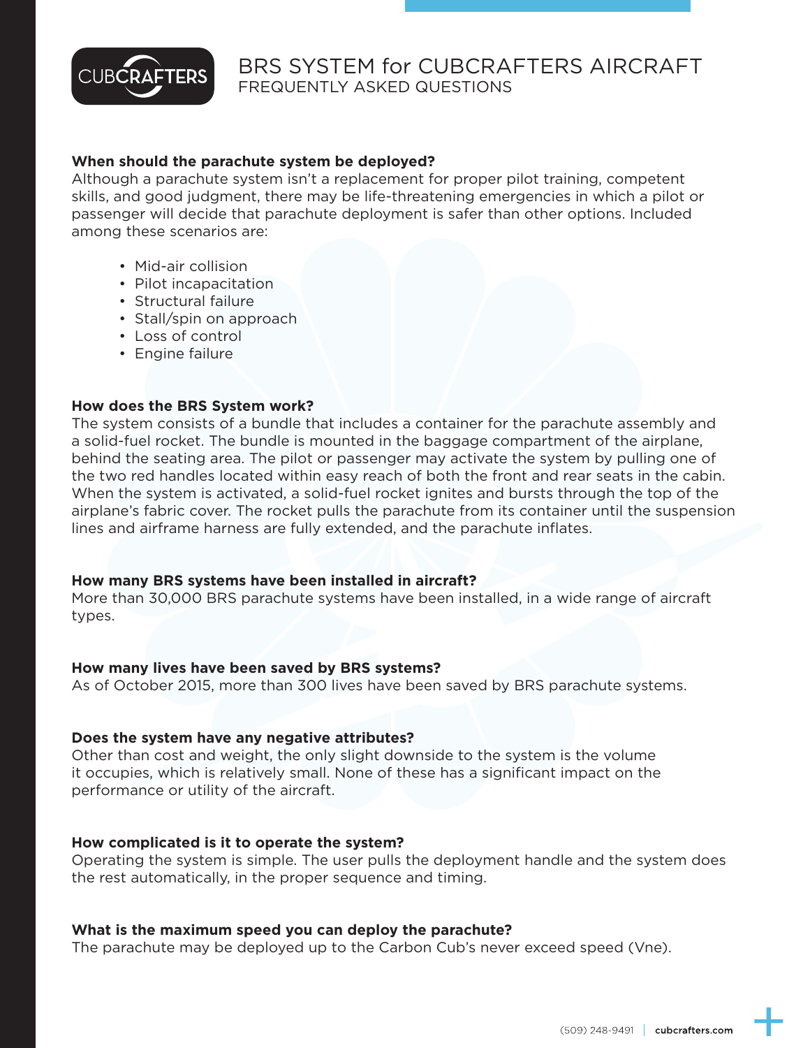# BRS SYSTEM for CUBCRAFTERS AIRCRAFT

## FREQUENTLY ASKED QUESTIONS

**When should the parachute system be deployed?**
Although a parachute system isn't a replacement for proper pilot training, competent skills, and good judgment, there may be life-threatening emergencies in which a pilot or passenger will decide that parachute deployment is safer than other options. Included among these scenarios are:

- Mid-air collision
- Pilot incapacitation
- Structural failure
- Stall/spin on approach
- Loss of control
- Engine failure

**How does the BRS System work?**
The system consists of a bundle that includes a container for the parachute assembly and a solid-fuel rocket. The bundle is mounted in the baggage compartment of the airplane, behind the seating area. The pilot or passenger may activate the system by pulling one of the two red handles located within easy reach of both the front and rear seats in the cabin. When the system is activated, a solid-fuel rocket ignites and bursts through the top of the airplane's fabric cover. The rocket pulls the parachute from its container until the suspension lines and airframe harness are fully extended, and the parachute inflates.

**How many BRS systems have been installed in aircraft?**
More than 30,000 BRS parachute systems have been installed, in a wide range of aircraft types.

**How many lives have been saved by BRS systems?**
As of October 2015, more than 300 lives have been saved by BRS parachute systems.

**Does the system have any negative attributes?**
Other than cost and weight, the only slight downside to the system is the volume it occupies, which is relatively small. None of these has a significant impact on the performance or utility of the aircraft.

**How complicated is it to operate the system?**
Operating the system is simple. The user pulls the deployment handle and the system does the rest automatically, in the proper sequence and timing.

**What is the maximum speed you can deploy the parachute?**
The parachute may be deployed up to the Carbon Cub's never exceed speed (Vne).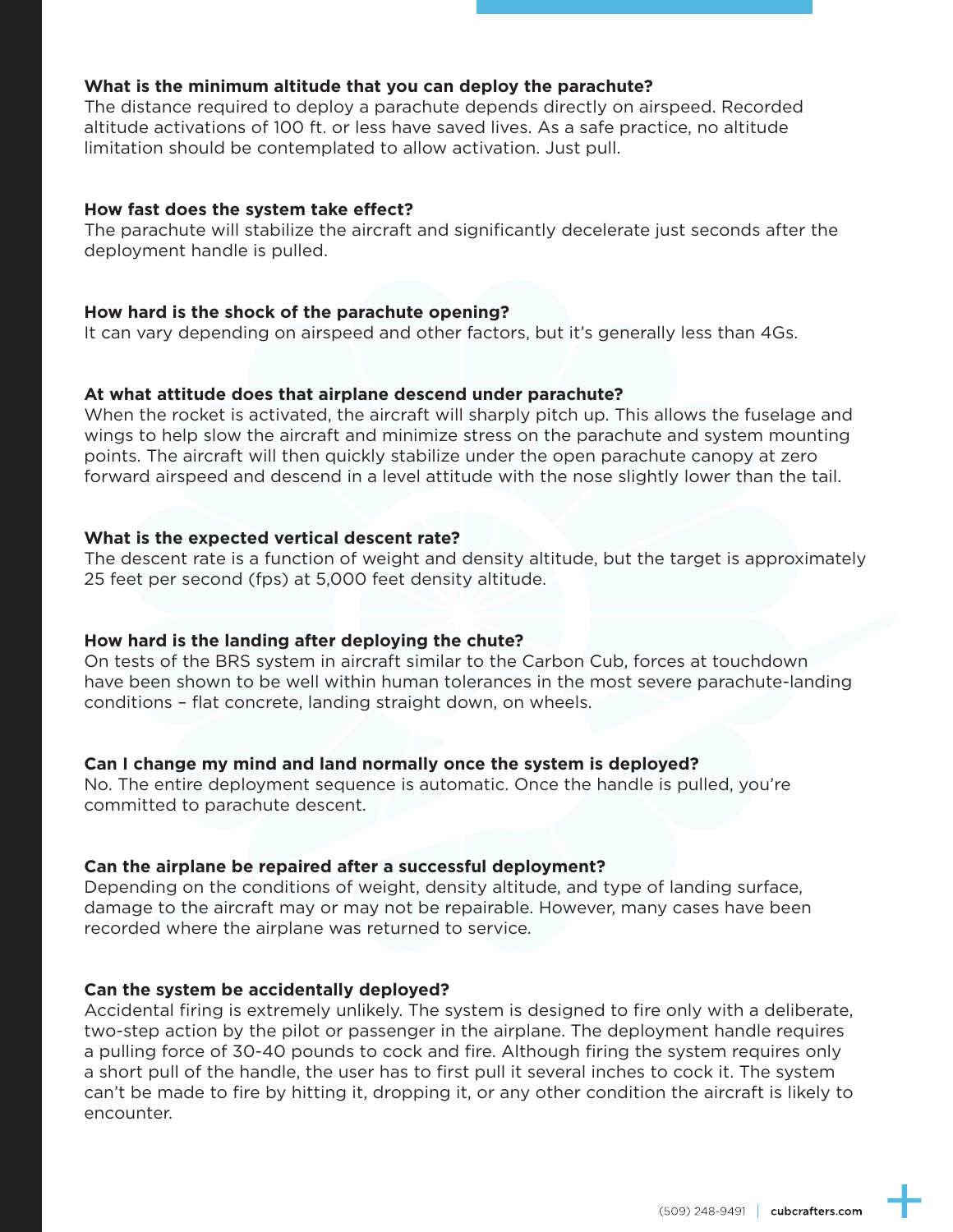**What is the minimum altitude that you can deploy the parachute?**

The distance required to deploy a parachute depends directly on airspeed. Recorded altitude activations of 100 ft. or less have saved lives. As a safe practice, no altitude limitation should be contemplated to allow activation. Just pull.

**How fast does the system take effect?**

The parachute will stabilize the aircraft and significantly decelerate just seconds after the deployment handle is pulled.

**How hard is the shock of the parachute opening?**

It can vary depending on airspeed and other factors, but it's generally less than 4Gs.

**At what attitude does that airplane descend under parachute?**

When the rocket is activated, the aircraft will sharply pitch up. This allows the fuselage and wings to help slow the aircraft and minimize stress on the parachute and system mounting points. The aircraft will then quickly stabilize under the open parachute canopy at zero forward airspeed and descend in a level attitude with the nose slightly lower than the tail.

**What is the expected vertical descent rate?**

The descent rate is a function of weight and density altitude, but the target is approximately 25 feet per second (fps) at 5,000 feet density altitude.

**How hard is the landing after deploying the chute?**

On tests of the BRS system in aircraft similar to the Carbon Cub, forces at touchdown have been shown to be well within human tolerances in the most severe parachute-landing conditions – flat concrete, landing straight down, on wheels.

**Can I change my mind and land normally once the system is deployed?**

No. The entire deployment sequence is automatic. Once the handle is pulled, you're committed to parachute descent.

**Can the airplane be repaired after a successful deployment?**

Depending on the conditions of weight, density altitude, and type of landing surface, damage to the aircraft may or may not be repairable. However, many cases have been recorded where the airplane was returned to service.

**Can the system be accidentally deployed?**

Accidental firing is extremely unlikely. The system is designed to fire only with a deliberate, two-step action by the pilot or passenger in the airplane. The deployment handle requires a pulling force of 30-40 pounds to cock and fire. Although firing the system requires only a short pull of the handle, the user has to first pull it several inches to cock it. The system can't be made to fire by hitting it, dropping it, or any other condition the aircraft is likely to encounter.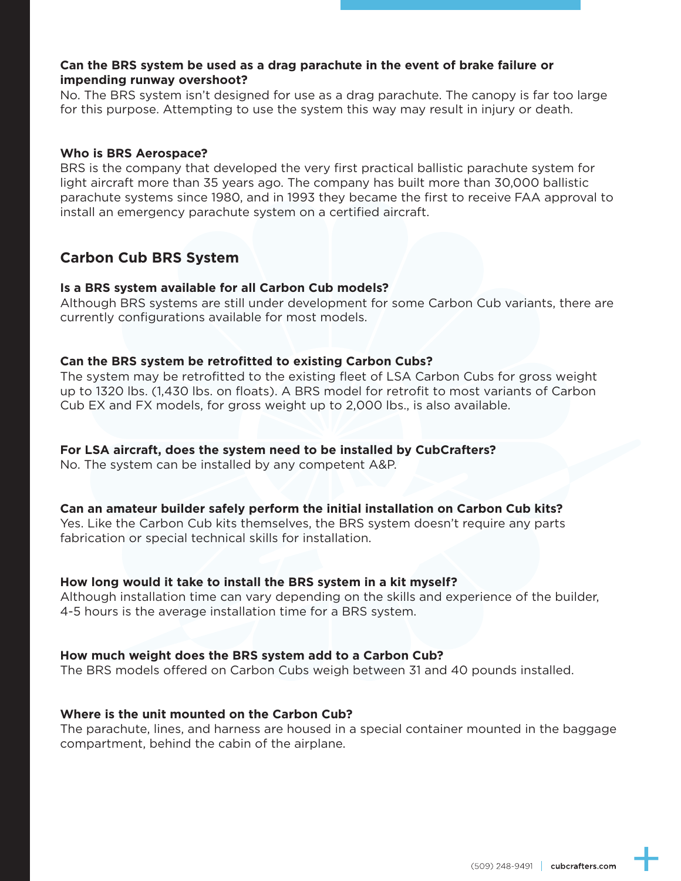**Can the BRS system be used as a drag parachute in the event of brake failure or impending runway overshoot?**
No. The BRS system isn't designed for use as a drag parachute. The canopy is far too large for this purpose. Attempting to use the system this way may result in injury or death.

**Who is BRS Aerospace?**
BRS is the company that developed the very first practical ballistic parachute system for light aircraft more than 35 years ago. The company has built more than 30,000 ballistic parachute systems since 1980, and in 1993 they became the first to receive FAA approval to install an emergency parachute system on a certified aircraft.

## Carbon Cub BRS System

**Is a BRS system available for all Carbon Cub models?**
Although BRS systems are still under development for some Carbon Cub variants, there are currently configurations available for most models.

**Can the BRS system be retrofitted to existing Carbon Cubs?**
The system may be retrofitted to the existing fleet of LSA Carbon Cubs for gross weight up to 1320 lbs. (1,430 lbs. on floats). A BRS model for retrofit to most variants of Carbon Cub EX and FX models, for gross weight up to 2,000 lbs., is also available.

**For LSA aircraft, does the system need to be installed by CubCrafters?**
No. The system can be installed by any competent A&P.

**Can an amateur builder safely perform the initial installation on Carbon Cub kits?**
Yes. Like the Carbon Cub kits themselves, the BRS system doesn't require any parts fabrication or special technical skills for installation.

**How long would it take to install the BRS system in a kit myself?**
Although installation time can vary depending on the skills and experience of the builder, 4-5 hours is the average installation time for a BRS system.

**How much weight does the BRS system add to a Carbon Cub?**
The BRS models offered on Carbon Cubs weigh between 31 and 40 pounds installed.

**Where is the unit mounted on the Carbon Cub?**
The parachute, lines, and harness are housed in a special container mounted in the baggage compartment, behind the cabin of the airplane.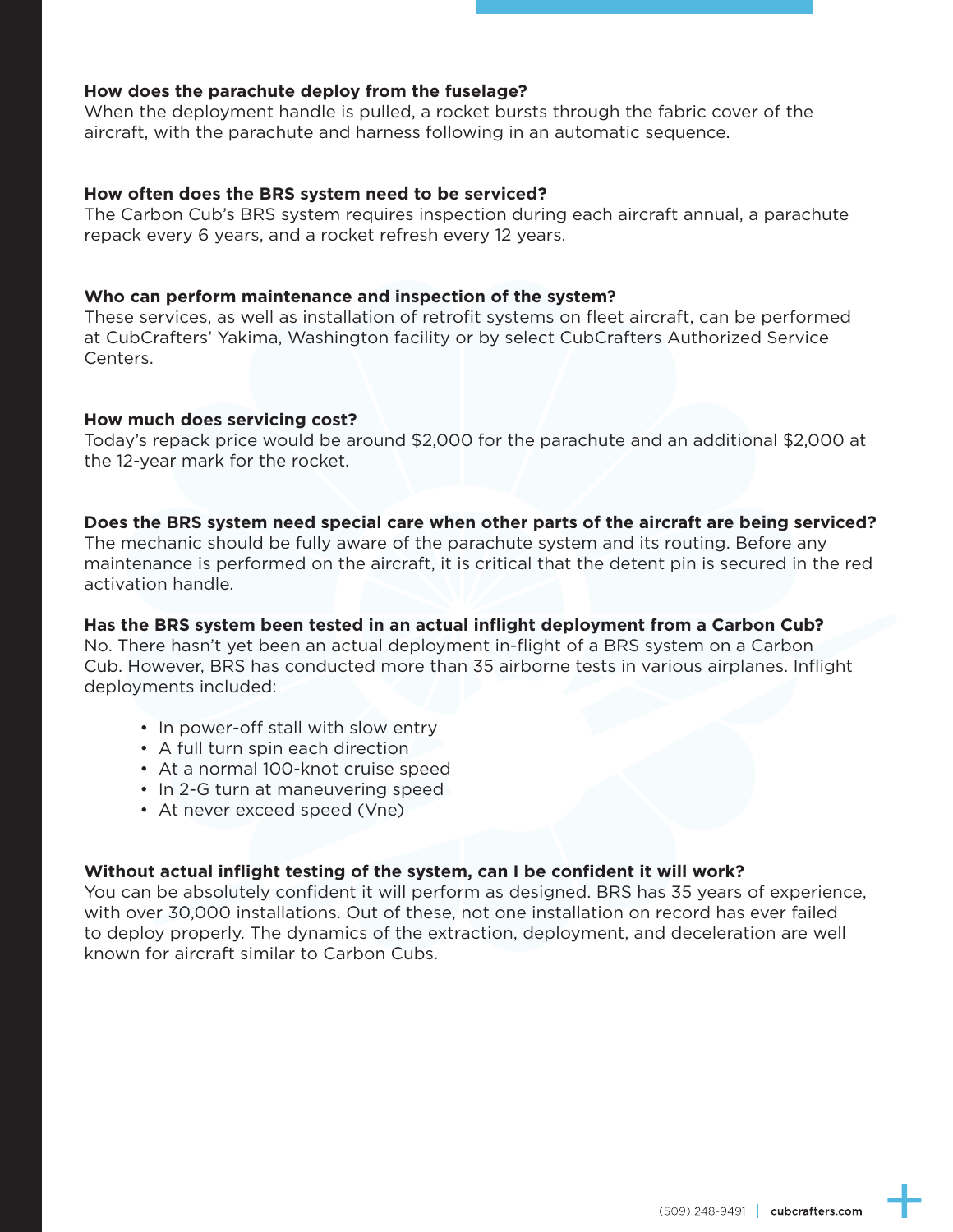**How does the parachute deploy from the fuselage?**

When the deployment handle is pulled, a rocket bursts through the fabric cover of the aircraft, with the parachute and harness following in an automatic sequence.

**How often does the BRS system need to be serviced?**

The Carbon Cub's BRS system requires inspection during each aircraft annual, a parachute repack every 6 years, and a rocket refresh every 12 years.

**Who can perform maintenance and inspection of the system?**

These services, as well as installation of retrofit systems on fleet aircraft, can be performed at CubCrafters' Yakima, Washington facility or by select CubCrafters Authorized Service Centers.

**How much does servicing cost?**

Today's repack price would be around $2,000 for the parachute and an additional $2,000 at the 12-year mark for the rocket.

**Does the BRS system need special care when other parts of the aircraft are being serviced?**

The mechanic should be fully aware of the parachute system and its routing. Before any maintenance is performed on the aircraft, it is critical that the detent pin is secured in the red activation handle.

**Has the BRS system been tested in an actual inflight deployment from a Carbon Cub?**

No. There hasn't yet been an actual deployment in-flight of a BRS system on a Carbon Cub. However, BRS has conducted more than 35 airborne tests in various airplanes. Inflight deployments included:

- In power-off stall with slow entry
- A full turn spin each direction
- At a normal 100-knot cruise speed
- In 2-G turn at maneuvering speed
- At never exceed speed (Vne)

**Without actual inflight testing of the system, can I be confident it will work?**

You can be absolutely confident it will perform as designed. BRS has 35 years of experience, with over 30,000 installations. Out of these, not one installation on record has ever failed to deploy properly. The dynamics of the extraction, deployment, and deceleration are well known for aircraft similar to Carbon Cubs.